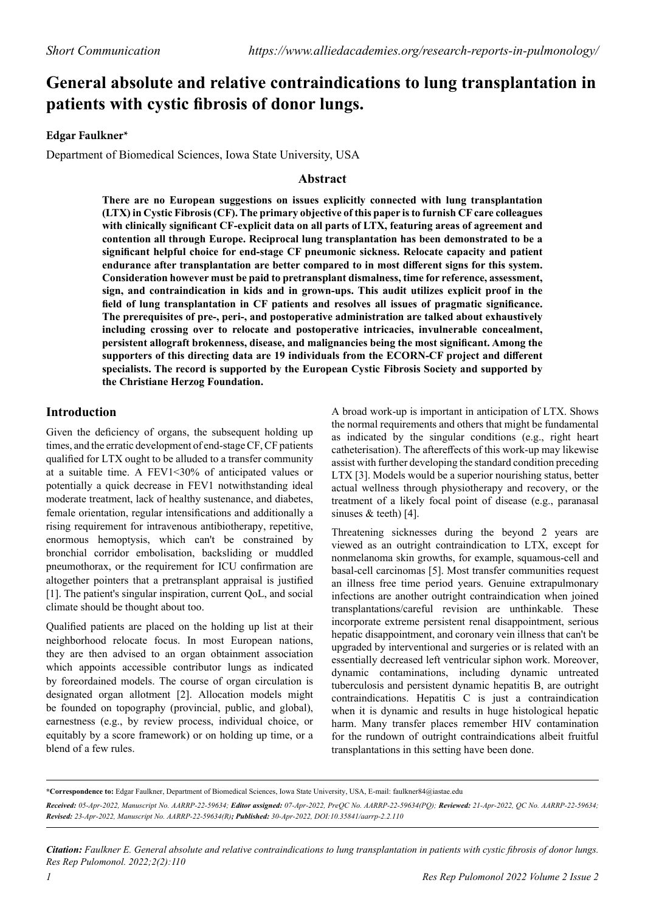*Short Communication* *https://www.alliedacademies.org/research-reports-in-pulmonology/*

# General absolute and relative contraindications to lung transplantation in patients with cystic fibrosis of donor lungs.

**Edgar Faulkner***

Department of Biomedical Sciences, Iowa State University, USA

## Abstract

**There are no European suggestions on issues explicitly connected with lung transplantation (LTX) in Cystic Fibrosis (CF). The primary objective of this paper is to furnish CF care colleagues with clinically significant CF-explicit data on all parts of LTX, featuring areas of agreement and contention all through Europe. Reciprocal lung transplantation has been demonstrated to be a significant helpful choice for end-stage CF pneumonic sickness. Relocate capacity and patient endurance after transplantation are better compared to in most different signs for this system. Consideration however must be paid to pretransplant dismalness, time for reference, assessment, sign, and contraindication in kids and in grown-ups. This audit utilizes explicit proof in the field of lung transplantation in CF patients and resolves all issues of pragmatic significance. The prerequisites of pre-, peri-, and postoperative administration are talked about exhaustively including crossing over to relocate and postoperative intricacies, invulnerable concealment, persistent allograft brokenness, disease, and malignancies being the most significant. Among the supporters of this directing data are 19 individuals from the ECORN-CF project and different specialists. The record is supported by the European Cystic Fibrosis Society and supported by the Christiane Herzog Foundation.**

## Introduction

Given the deficiency of organs, the subsequent holding up times, and the erratic development of end-stage CF, CF patients qualified for LTX ought to be alluded to a transfer community at a suitable time. A FEV1<30% of anticipated values or potentially a quick decrease in FEV1 notwithstanding ideal moderate treatment, lack of healthy sustenance, and diabetes, female orientation, regular intensifications and additionally a rising requirement for intravenous antibiotherapy, repetitive, enormous hemoptysis, which can't be constrained by bronchial corridor embolisation, backsliding or muddled pneumothorax, or the requirement for ICU confirmation are altogether pointers that a pretransplant appraisal is justified [1]. The patient's singular inspiration, current QoL, and social climate should be thought about too.

Qualified patients are placed on the holding up list at their neighborhood relocate focus. In most European nations, they are then advised to an organ obtainment association which appoints accessible contributor lungs as indicated by foreordained models. The course of organ circulation is designated organ allotment [2]. Allocation models might be founded on topography (provincial, public, and global), earnestness (e.g., by review process, individual choice, or equitably by a score framework) or on holding up time, or a blend of a few rules.

A broad work-up is important in anticipation of LTX. Shows the normal requirements and others that might be fundamental as indicated by the singular conditions (e.g., right heart catheterisation). The aftereffects of this work-up may likewise assist with further developing the standard condition preceding LTX [3]. Models would be a superior nourishing status, better actual wellness through physiotherapy and recovery, or the treatment of a likely focal point of disease (e.g., paranasal sinuses & teeth) [4].

Threatening sicknesses during the beyond 2 years are viewed as an outright contraindication to LTX, except for nonmelanoma skin growths, for example, squamous-cell and basal-cell carcinomas [5]. Most transfer communities request an illness free time period years. Genuine extrapulmonary infections are another outright contraindication when joined transplantations/careful revision are unthinkable. These incorporate extreme persistent renal disappointment, serious hepatic disappointment, and coronary vein illness that can't be upgraded by interventional and surgeries or is related with an essentially decreased left ventricular siphon work. Moreover, dynamic contaminations, including dynamic untreated tuberculosis and persistent dynamic hepatitis B, are outright contraindications. Hepatitis C is just a contraindication when it is dynamic and results in huge histological hepatic harm. Many transfer places remember HIV contamination for the rundown of outright contraindications albeit fruitful transplantations in this setting have been done.

---

***Correspondence to:** Edgar Faulkner, Department of Biomedical Sciences, Iowa State University, USA, E-mail: faulkner84@iastae.edu

***Received:** 05-Apr-2022, Manuscript No. AARRP-22-59634; **Editor assigned:** 07-Apr-2022, PreQC No. AARRP-22-59634(PQ); **Reviewed:** 21-Apr-2022, QC No. AARRP-22-59634; **Revised:** 23-Apr-2022, Manuscript No. AARRP-22-59634(R); **Published:** 30-Apr-2022, DOI:10.35841/aarrp-2.2.110*

***Citation:** Faulkner E. General absolute and relative contraindications to lung transplantation in patients with cystic fibrosis of donor lungs. Res Rep Pulomonol. 2022;2(2):110*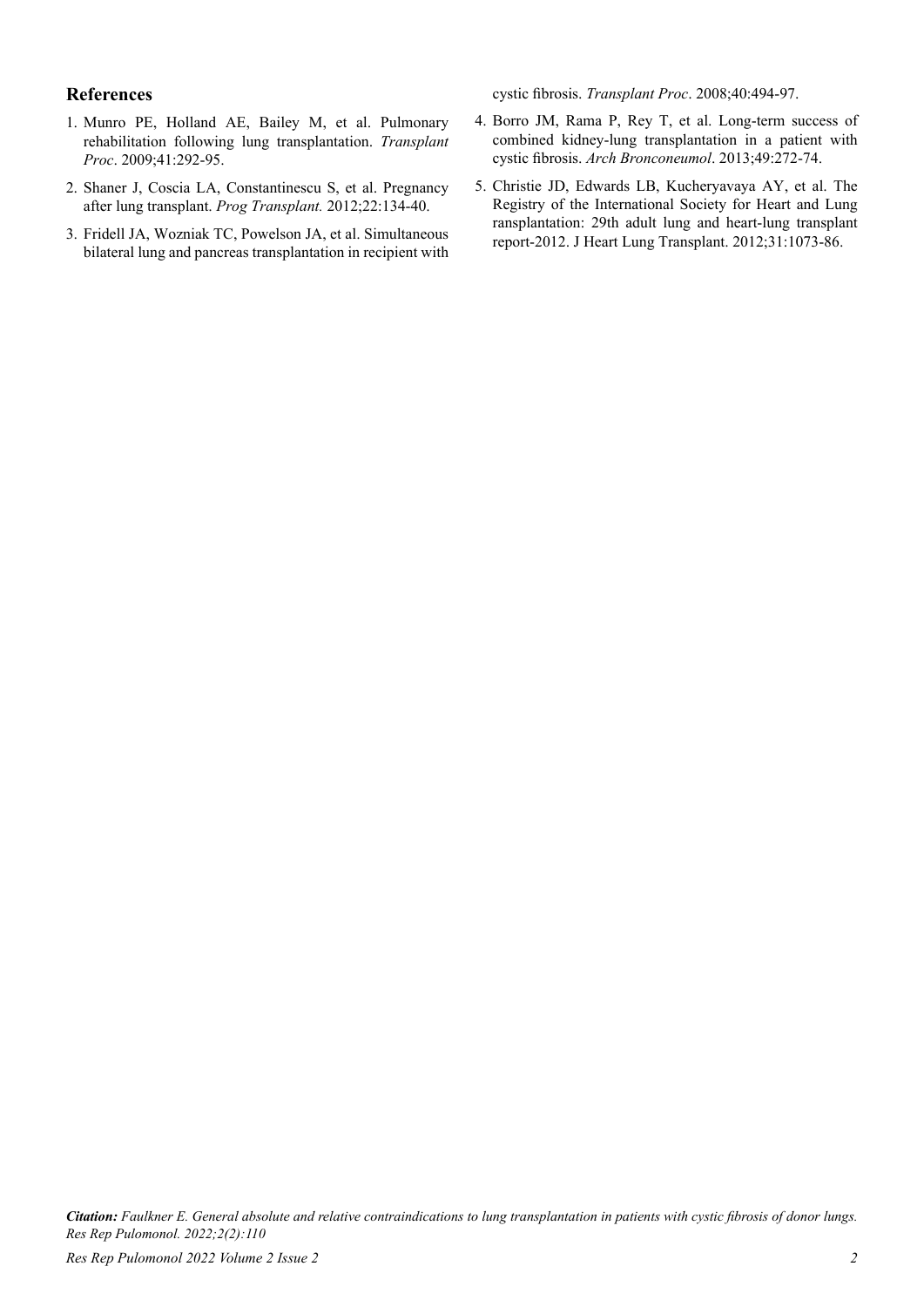## References

1. Munro PE, Holland AE, Bailey M, et al. Pulmonary rehabilitation following lung transplantation. *Transplant Proc*. 2009;41:292-95.
2. Shaner J, Coscia LA, Constantinescu S, et al. Pregnancy after lung transplant. *Prog Transplant.* 2012;22:134-40.
3. Fridell JA, Wozniak TC, Powelson JA, et al. Simultaneous bilateral lung and pancreas transplantation in recipient with cystic fibrosis. *Transplant Proc*. 2008;40:494-97.
4. Borro JM, Rama P, Rey T, et al. Long-term success of combined kidney-lung transplantation in a patient with cystic fibrosis. *Arch Bronconeumol*. 2013;49:272-74.
5. Christie JD, Edwards LB, Kucheryavaya AY, et al. The Registry of the International Society for Heart and Lung ransplantation: 29th adult lung and heart-lung transplant report-2012. J Heart Lung Transplant. 2012;31:1073-86.

***Citation:*** *Faulkner E. General absolute and relative contraindications to lung transplantation in patients with cystic fibrosis of donor lungs. Res Rep Pulomonol. 2022;2(2):110*